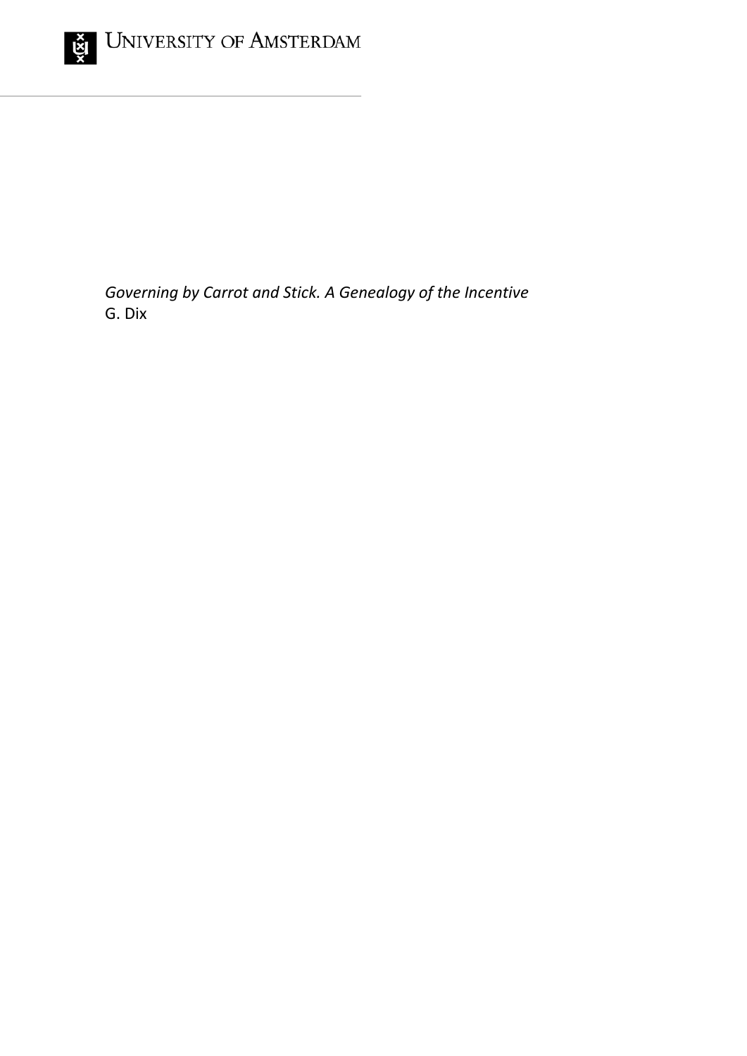UNIVERSITY OF AMSTERDAM

*Governing by Carrot and Stick. A Genealogy of the Incentive*
G. Dix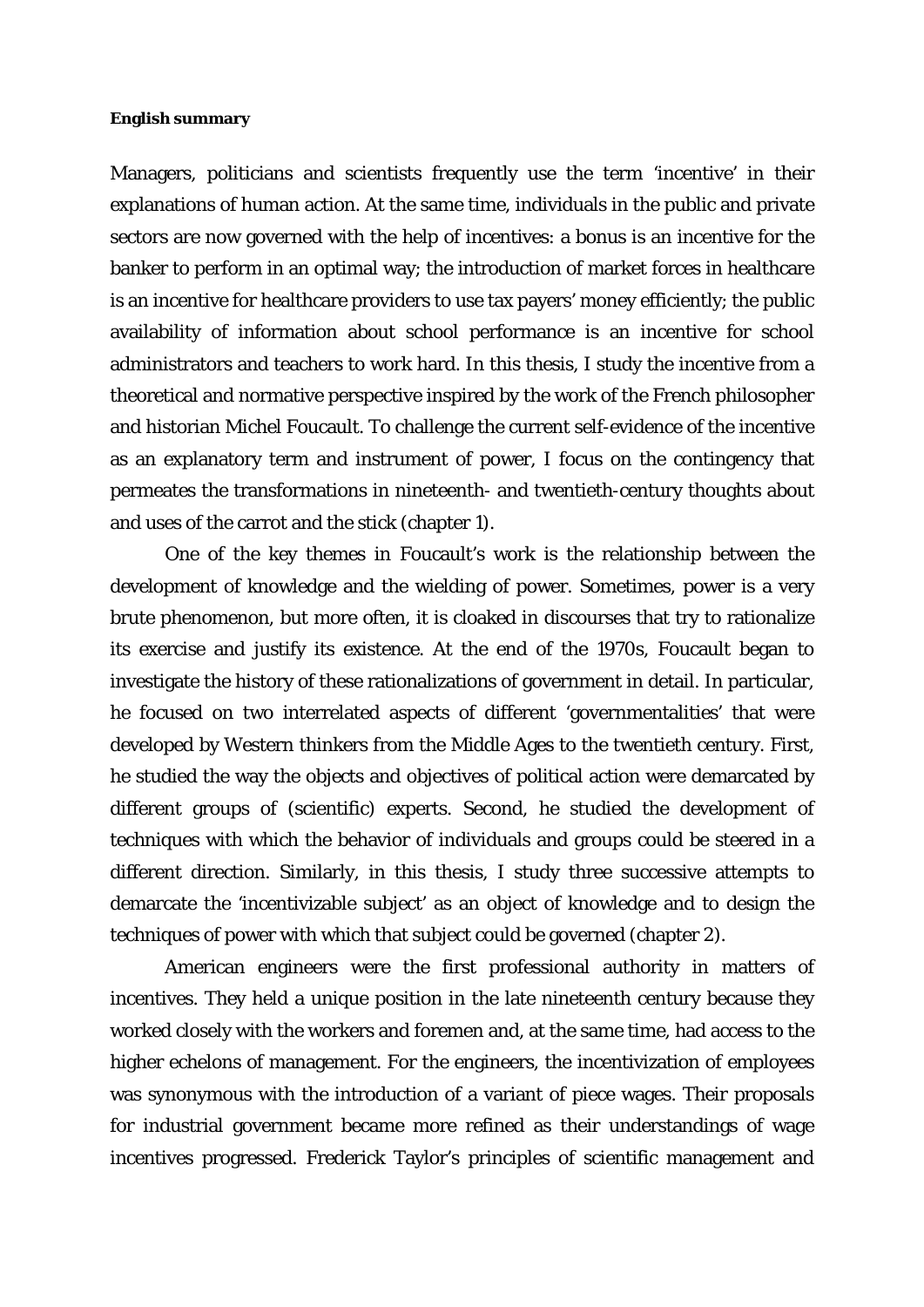**English summary**

Managers, politicians and scientists frequently use the term 'incentive' in their explanations of human action. At the same time, individuals in the public and private sectors are now governed with the help of incentives: a bonus is an incentive for the banker to perform in an optimal way; the introduction of market forces in healthcare is an incentive for healthcare providers to use tax payers' money efficiently; the public availability of information about school performance is an incentive for school administrators and teachers to work hard. In this thesis, I study the incentive from a theoretical and normative perspective inspired by the work of the French philosopher and historian Michel Foucault. To challenge the current self-evidence of the incentive as an explanatory term and instrument of power, I focus on the contingency that permeates the transformations in nineteenth- and twentieth-century thoughts about and uses of the carrot and the stick (chapter 1).

One of the key themes in Foucault's work is the relationship between the development of knowledge and the wielding of power. Sometimes, power is a very brute phenomenon, but more often, it is cloaked in discourses that try to rationalize its exercise and justify its existence. At the end of the 1970s, Foucault began to investigate the history of these rationalizations of government in detail. In particular, he focused on two interrelated aspects of different 'governmentalities' that were developed by Western thinkers from the Middle Ages to the twentieth century. First, he studied the way the objects and objectives of political action were demarcated by different groups of (scientific) experts. Second, he studied the development of techniques with which the behavior of individuals and groups could be steered in a different direction. Similarly, in this thesis, I study three successive attempts to demarcate the 'incentivizable subject' as an object of knowledge and to design the techniques of power with which that subject could be governed (chapter 2).

American engineers were the first professional authority in matters of incentives. They held a unique position in the late nineteenth century because they worked closely with the workers and foremen and, at the same time, had access to the higher echelons of management. For the engineers, the incentivization of employees was synonymous with the introduction of a variant of piece wages. Their proposals for industrial government became more refined as their understandings of wage incentives progressed. Frederick Taylor's principles of scientific management and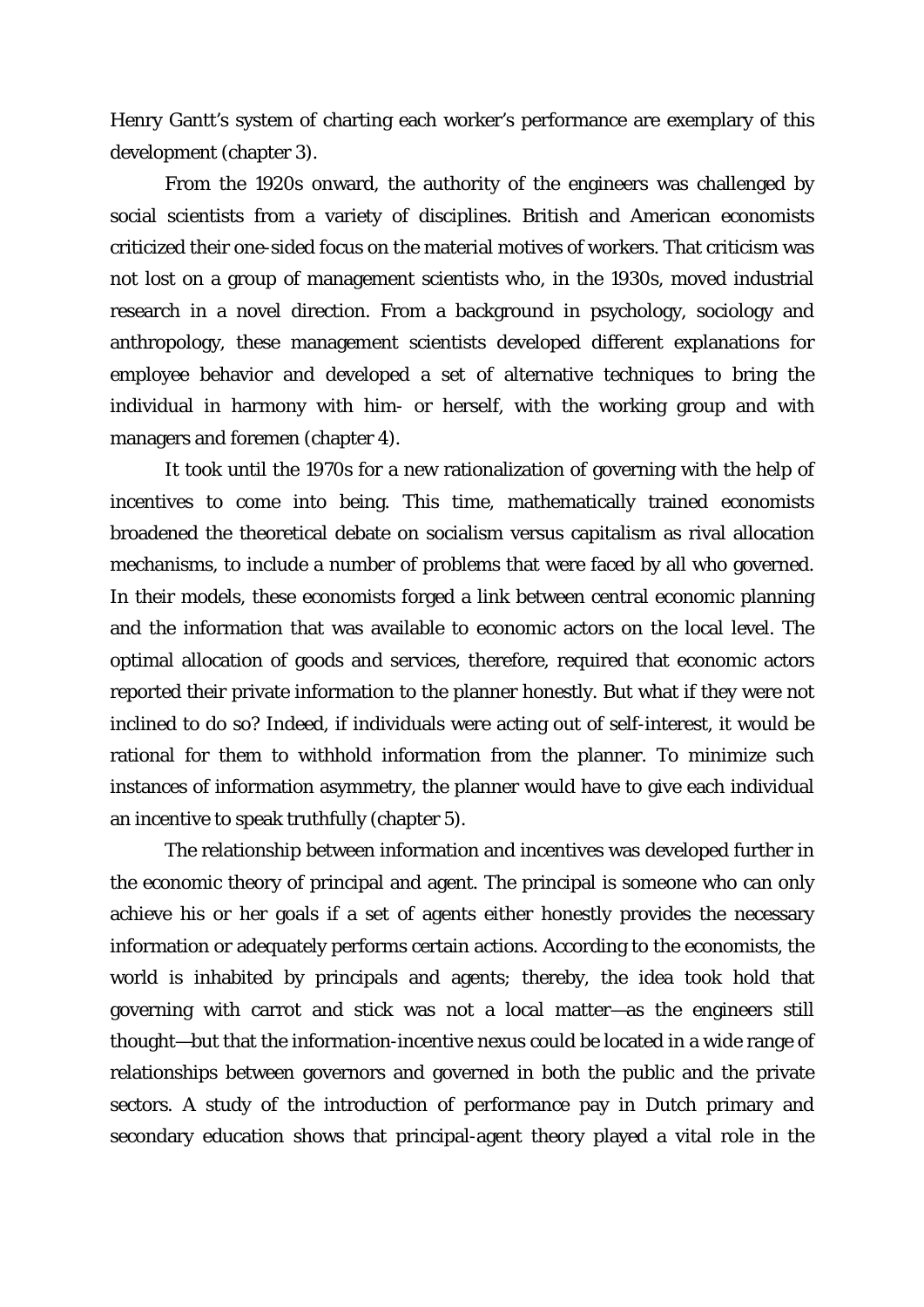Henry Gantt's system of charting each worker's performance are exemplary of this development (chapter 3).

From the 1920s onward, the authority of the engineers was challenged by social scientists from a variety of disciplines. British and American economists criticized their one-sided focus on the material motives of workers. That criticism was not lost on a group of management scientists who, in the 1930s, moved industrial research in a novel direction. From a background in psychology, sociology and anthropology, these management scientists developed different explanations for employee behavior and developed a set of alternative techniques to bring the individual in harmony with him- or herself, with the working group and with managers and foremen (chapter 4).

It took until the 1970s for a new rationalization of governing with the help of incentives to come into being. This time, mathematically trained economists broadened the theoretical debate on socialism versus capitalism as rival allocation mechanisms, to include a number of problems that were faced by all who governed. In their models, these economists forged a link between central economic planning and the information that was available to economic actors on the local level. The optimal allocation of goods and services, therefore, required that economic actors reported their private information to the planner honestly. But what if they were not inclined to do so? Indeed, if individuals were acting out of self-interest, it would be rational for them to withhold information from the planner. To minimize such instances of information asymmetry, the planner would have to give each individual an incentive to speak truthfully (chapter 5).

The relationship between information and incentives was developed further in the economic theory of principal and agent. The principal is someone who can only achieve his or her goals if a set of agents either honestly provides the necessary information or adequately performs certain actions. According to the economists, the world is inhabited by principals and agents; thereby, the idea took hold that governing with carrot and stick was not a local matter—as the engineers still thought—but that the information-incentive nexus could be located in a wide range of relationships between governors and governed in both the public and the private sectors. A study of the introduction of performance pay in Dutch primary and secondary education shows that principal-agent theory played a vital role in the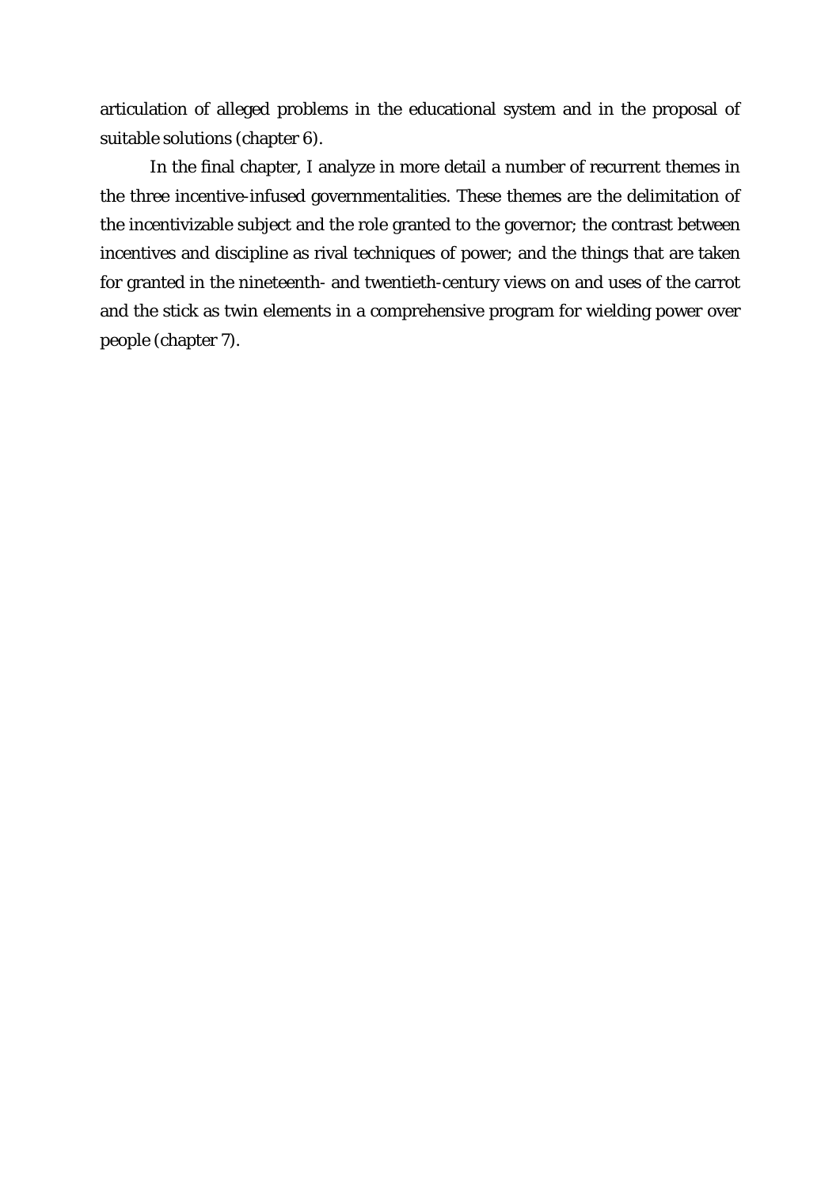articulation of alleged problems in the educational system and in the proposal of suitable solutions (chapter 6).

In the final chapter, I analyze in more detail a number of recurrent themes in the three incentive-infused governmentalities. These themes are the delimitation of the incentivizable subject and the role granted to the governor; the contrast between incentives and discipline as rival techniques of power; and the things that are taken for granted in the nineteenth- and twentieth-century views on and uses of the carrot and the stick as twin elements in a comprehensive program for wielding power over people (chapter 7).